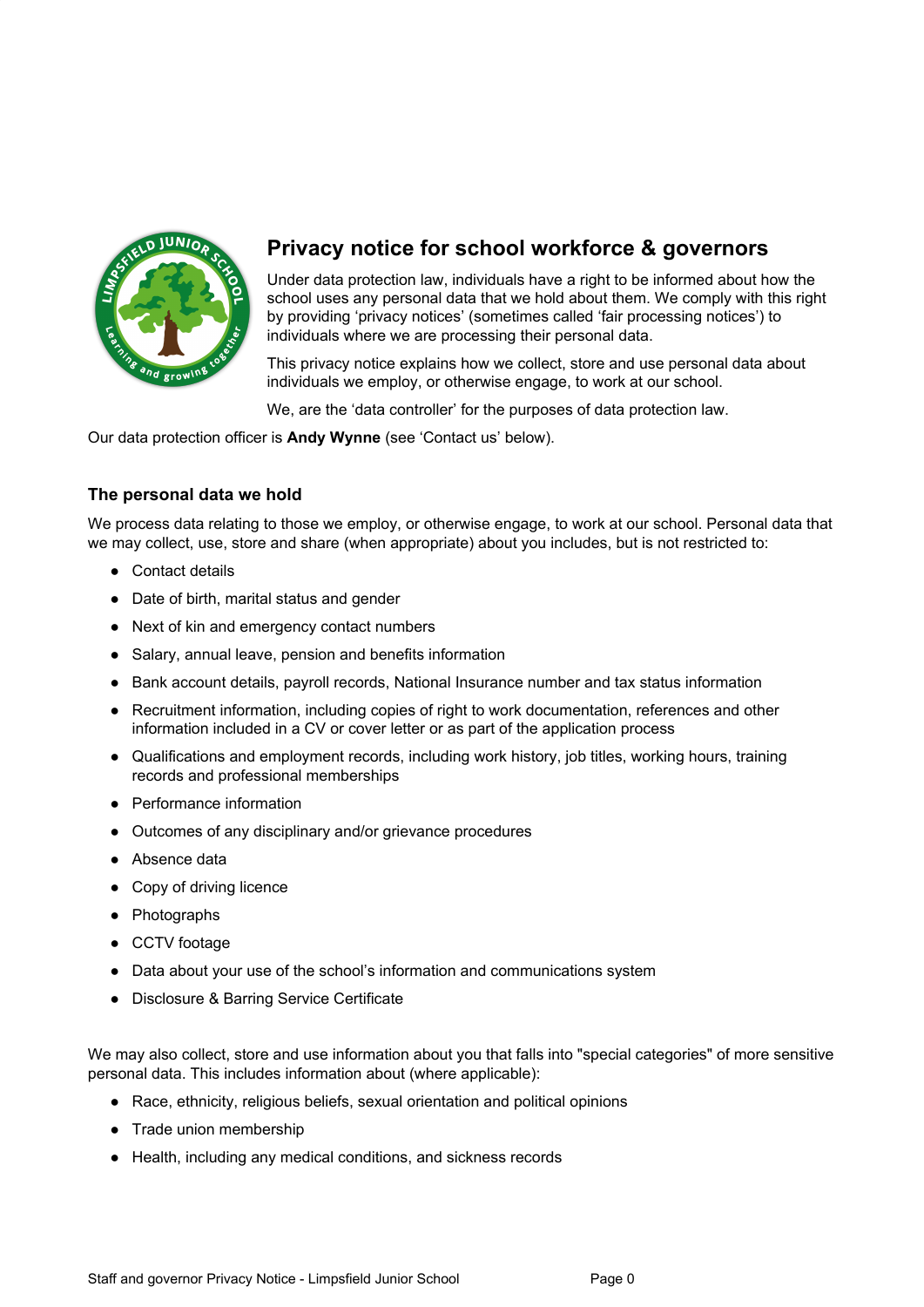# Privacy notice for school workforce & governors

Under data protection law, individuals have a right to be informed about how the school uses any personal data that we hold about them. We comply with this right by providing 'privacy notices' (sometimes called 'fair processing notices') to individuals where we are processing their personal data.

This privacy notice explains how we collect, store and use personal data about individuals we employ, or otherwise engage, to work at our school.

We, are the 'data controller' for the purposes of data protection law.

Our data protection officer is **Andy Wynne** (see 'Contact us' below).

### The personal data we hold

We process data relating to those we employ, or otherwise engage, to work at our school. Personal data that we may collect, use, store and share (when appropriate) about you includes, but is not restricted to:

- Contact details
- Date of birth, marital status and gender
- Next of kin and emergency contact numbers
- Salary, annual leave, pension and benefits information
- Bank account details, payroll records, National Insurance number and tax status information
- Recruitment information, including copies of right to work documentation, references and other information included in a CV or cover letter or as part of the application process
- Qualifications and employment records, including work history, job titles, working hours, training records and professional memberships
- Performance information
- Outcomes of any disciplinary and/or grievance procedures
- Absence data
- Copy of driving licence
- Photographs
- CCTV footage
- Data about your use of the school's information and communications system
- Disclosure & Barring Service Certificate

We may also collect, store and use information about you that falls into "special categories" of more sensitive personal data. This includes information about (where applicable):

- Race, ethnicity, religious beliefs, sexual orientation and political opinions
- Trade union membership
- Health, including any medical conditions, and sickness records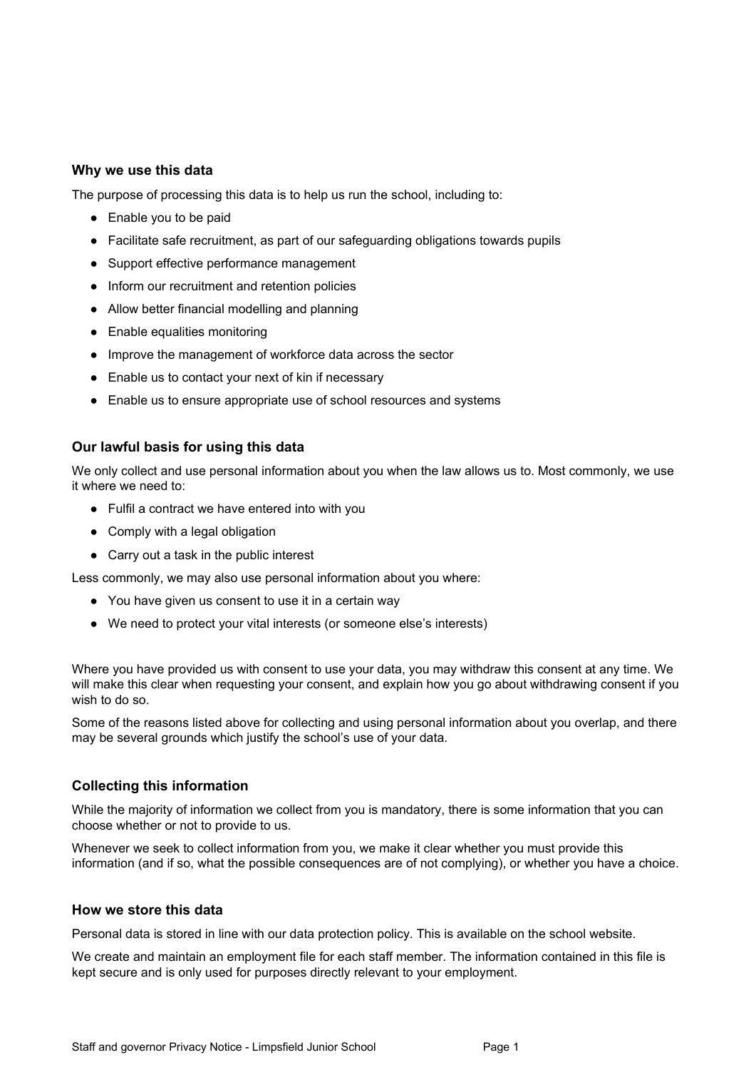### Why we use this data

The purpose of processing this data is to help us run the school, including to:

- Enable you to be paid
- Facilitate safe recruitment, as part of our safeguarding obligations towards pupils
- Support effective performance management
- Inform our recruitment and retention policies
- Allow better financial modelling and planning
- Enable equalities monitoring
- Improve the management of workforce data across the sector
- Enable us to contact your next of kin if necessary
- Enable us to ensure appropriate use of school resources and systems

### Our lawful basis for using this data

We only collect and use personal information about you when the law allows us to. Most commonly, we use it where we need to:

- Fulfil a contract we have entered into with you
- Comply with a legal obligation
- Carry out a task in the public interest

Less commonly, we may also use personal information about you where:

- You have given us consent to use it in a certain way
- We need to protect your vital interests (or someone else's interests)

Where you have provided us with consent to use your data, you may withdraw this consent at any time. We will make this clear when requesting your consent, and explain how you go about withdrawing consent if you wish to do so.

Some of the reasons listed above for collecting and using personal information about you overlap, and there may be several grounds which justify the school's use of your data.

### Collecting this information

While the majority of information we collect from you is mandatory, there is some information that you can choose whether or not to provide to us.

Whenever we seek to collect information from you, we make it clear whether you must provide this information (and if so, what the possible consequences are of not complying), or whether you have a choice.

### How we store this data

Personal data is stored in line with our data protection policy. This is available on the school website.

We create and maintain an employment file for each staff member. The information contained in this file is kept secure and is only used for purposes directly relevant to your employment.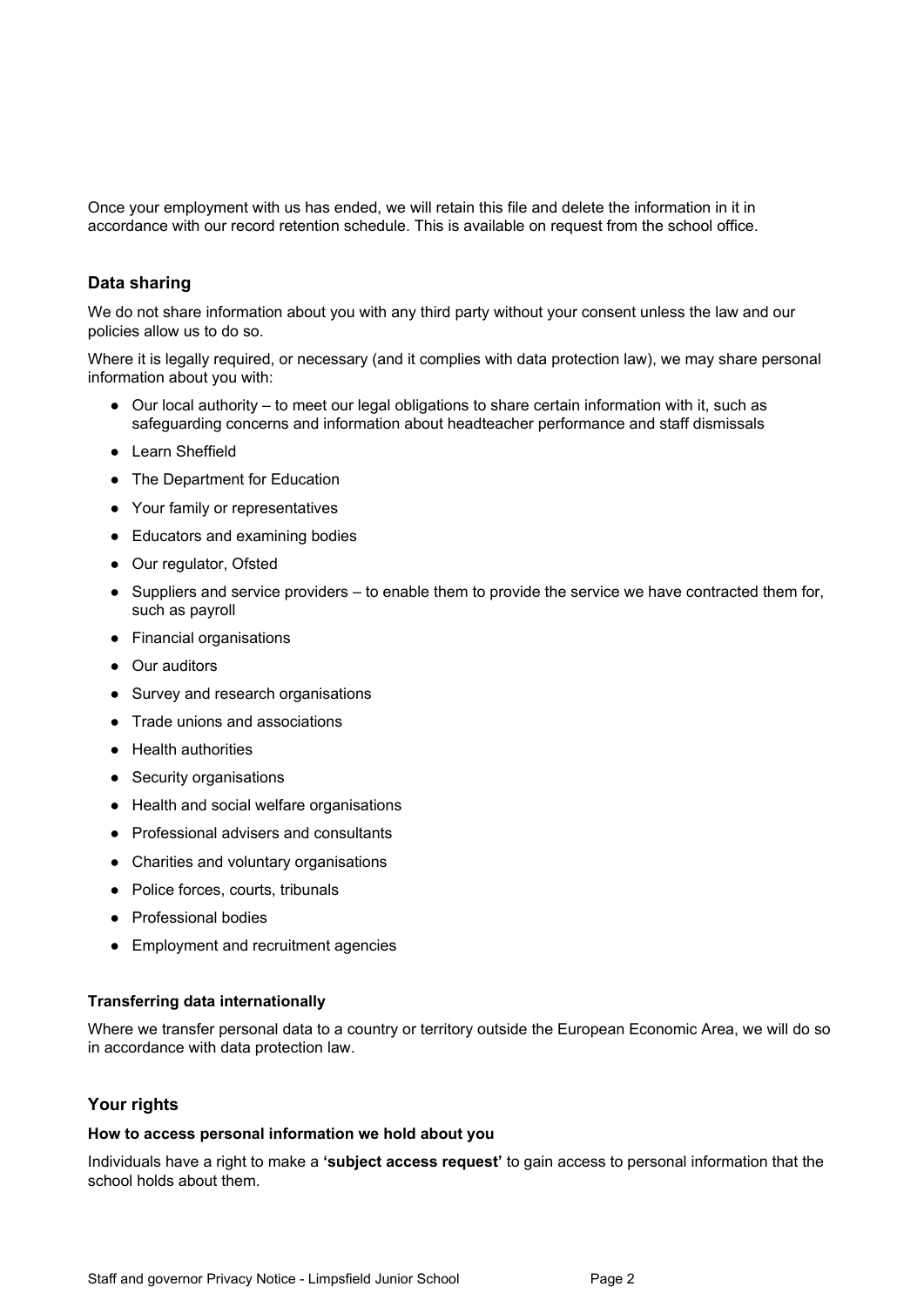Once your employment with us has ended, we will retain this file and delete the information in it in accordance with our record retention schedule. This is available on request from the school office.

## Data sharing

We do not share information about you with any third party without your consent unless the law and our policies allow us to do so.

Where it is legally required, or necessary (and it complies with data protection law), we may share personal information about you with:

- Our local authority – to meet our legal obligations to share certain information with it, such as safeguarding concerns and information about headteacher performance and staff dismissals
- Learn Sheffield
- The Department for Education
- Your family or representatives
- Educators and examining bodies
- Our regulator, Ofsted
- Suppliers and service providers – to enable them to provide the service we have contracted them for, such as payroll
- Financial organisations
- Our auditors
- Survey and research organisations
- Trade unions and associations
- Health authorities
- Security organisations
- Health and social welfare organisations
- Professional advisers and consultants
- Charities and voluntary organisations
- Police forces, courts, tribunals
- Professional bodies
- Employment and recruitment agencies

### Transferring data internationally

Where we transfer personal data to a country or territory outside the European Economic Area, we will do so in accordance with data protection law.

## Your rights

### How to access personal information we hold about you

Individuals have a right to make a **'subject access request'** to gain access to personal information that the school holds about them.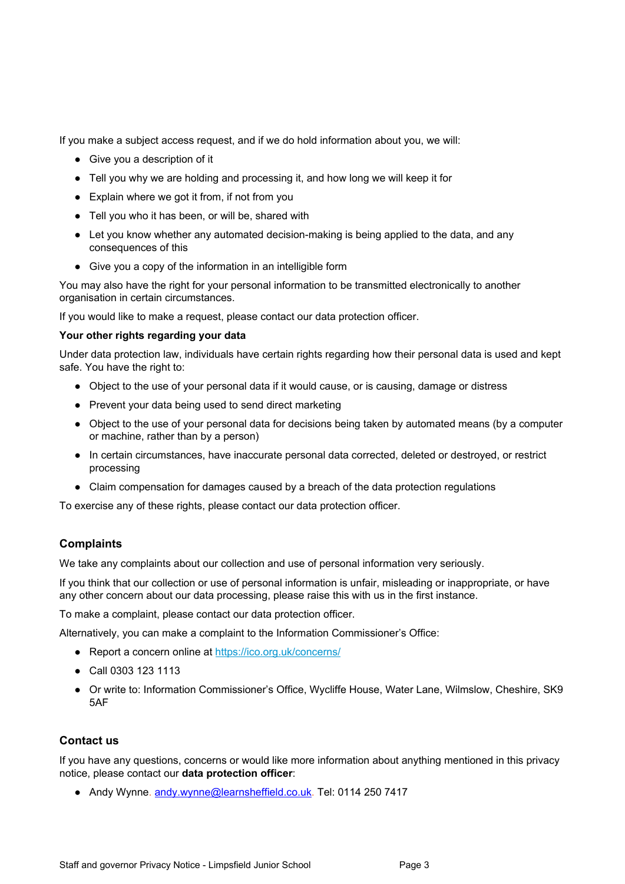If you make a subject access request, and if we do hold information about you, we will:

- Give you a description of it
- Tell you why we are holding and processing it, and how long we will keep it for
- Explain where we got it from, if not from you
- Tell you who it has been, or will be, shared with
- Let you know whether any automated decision-making is being applied to the data, and any consequences of this
- Give you a copy of the information in an intelligible form

You may also have the right for your personal information to be transmitted electronically to another organisation in certain circumstances.

If you would like to make a request, please contact our data protection officer.

**Your other rights regarding your data**

Under data protection law, individuals have certain rights regarding how their personal data is used and kept safe. You have the right to:

- Object to the use of your personal data if it would cause, or is causing, damage or distress
- Prevent your data being used to send direct marketing
- Object to the use of your personal data for decisions being taken by automated means (by a computer or machine, rather than by a person)
- In certain circumstances, have inaccurate personal data corrected, deleted or destroyed, or restrict processing
- Claim compensation for damages caused by a breach of the data protection regulations

To exercise any of these rights, please contact our data protection officer.

## Complaints

We take any complaints about our collection and use of personal information very seriously.

If you think that our collection or use of personal information is unfair, misleading or inappropriate, or have any other concern about our data processing, please raise this with us in the first instance.

To make a complaint, please contact our data protection officer.

Alternatively, you can make a complaint to the Information Commissioner's Office:

- Report a concern online at https://ico.org.uk/concerns/
- Call 0303 123 1113
- Or write to: Information Commissioner's Office, Wycliffe House, Water Lane, Wilmslow, Cheshire, SK9 5AF

## Contact us

If you have any questions, concerns or would like more information about anything mentioned in this privacy notice, please contact our **data protection officer**:

- Andy Wynne. andy.wynne@learnsheffield.co.uk. Tel: 0114 250 7417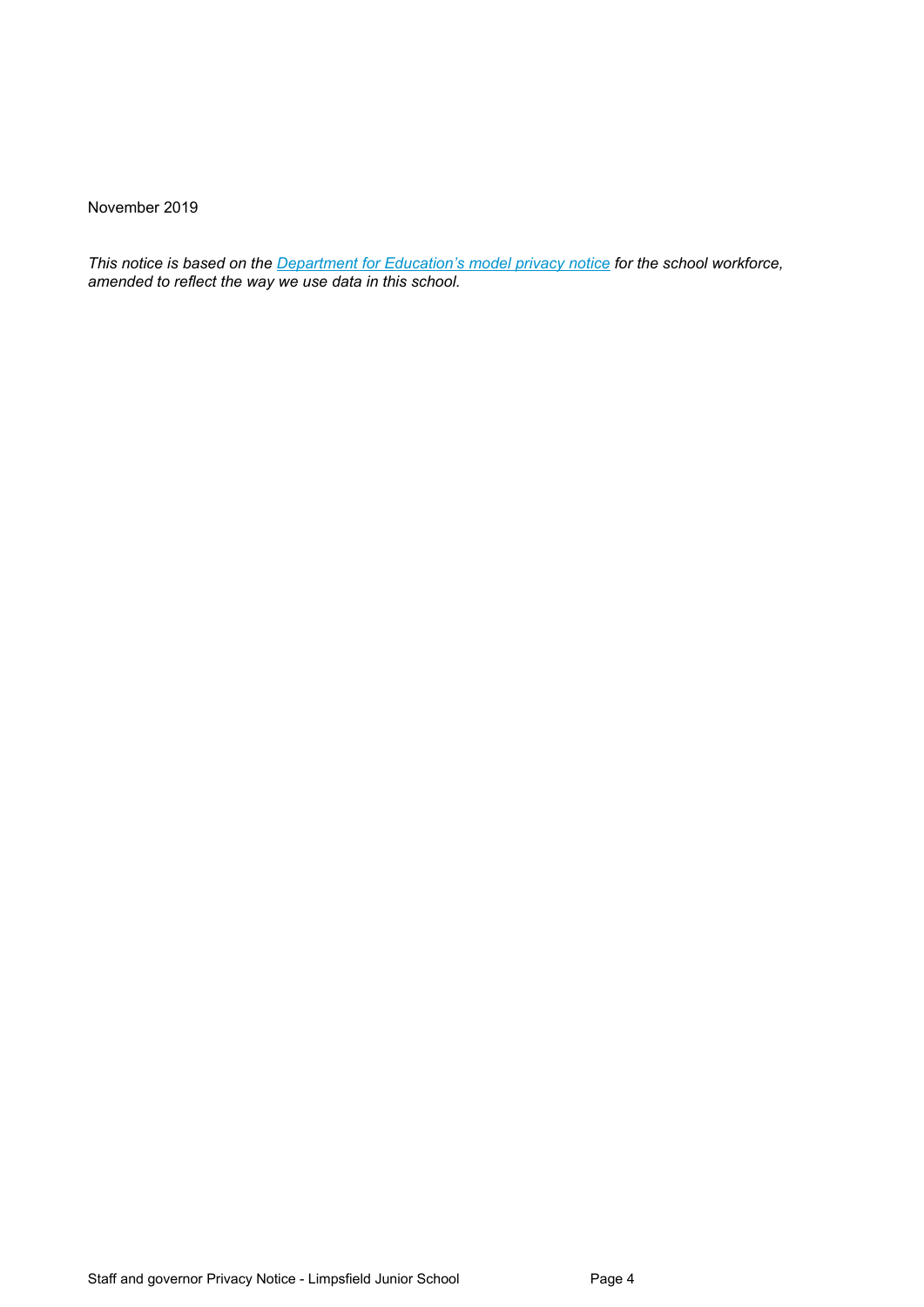November 2019

*This notice is based on the [Department for Education's model privacy notice](#) for the school workforce, amended to reflect the way we use data in this school.*